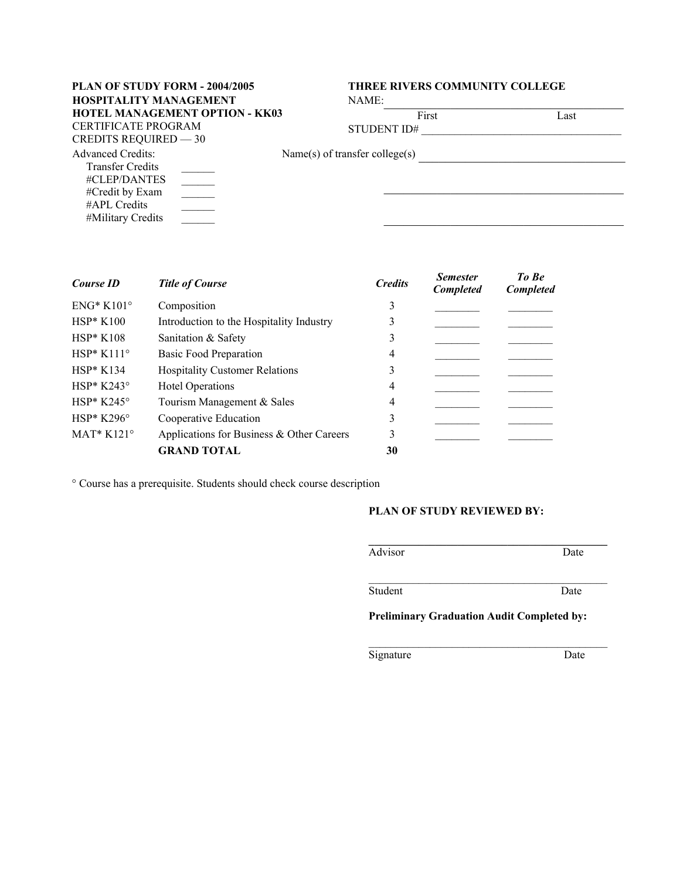**PLAN OF STUDY FORM - 2004/2005**
**HOSPITALITY MANAGEMENT**
**HOTEL MANAGEMENT OPTION - KK03**
CERTIFICATE PROGRAM
CREDITS REQUIRED — 30

**THREE RIVERS COMMUNITY COLLEGE**

NAME: ____________________________________
First Last

STUDENT ID# ____________________________________

Advanced Credits:
- Transfer Credits ______
- #CLEP/DANTES ______
- #Credit by Exam ______
- #APL Credits ______
- #Military Credits ______

Name(s) of transfer college(s) ____________________________________

____________________________________

____________________________________

| *Course ID* | *Title of Course* | *Credits* | *Semester Completed* | *To Be Completed* |
|---|---|---|---|---|
| ENG* K101° | Composition | 3 | ________ | ________ |
| HSP* K100 | Introduction to the Hospitality Industry | 3 | ________ | ________ |
| HSP* K108 | Sanitation & Safety | 3 | ________ | ________ |
| HSP* K111° | Basic Food Preparation | 4 | ________ | ________ |
| HSP* K134 | Hospitality Customer Relations | 3 | ________ | ________ |
| HSP* K243° | Hotel Operations | 4 | ________ | ________ |
| HSP* K245° | Tourism Management & Sales | 4 | ________ | ________ |
| HSP* K296° | Cooperative Education | 3 | ________ | ________ |
| MAT* K121° | Applications for Business & Other Careers | 3 | ________ | ________ |
| | **GRAND TOTAL** | **30** | | |

° Course has a prerequisite. Students should check course description

**PLAN OF STUDY REVIEWED BY:**

____________________________________
Advisor Date

____________________________________
Student Date

**Preliminary Graduation Audit Completed by:**

____________________________________
Signature Date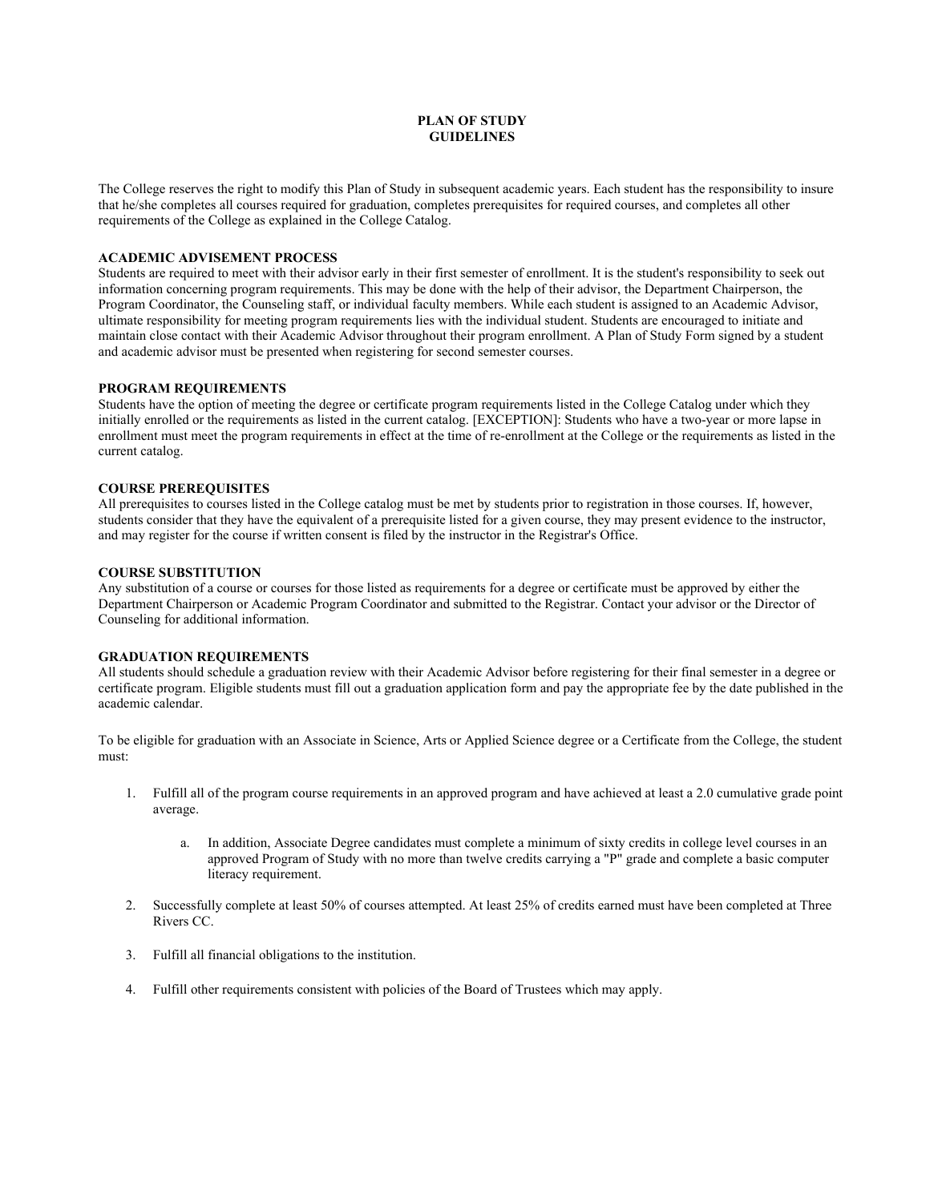# PLAN OF STUDY GUIDELINES

The College reserves the right to modify this Plan of Study in subsequent academic years. Each student has the responsibility to insure that he/she completes all courses required for graduation, completes prerequisites for required courses, and completes all other requirements of the College as explained in the College Catalog.

## ACADEMIC ADVISEMENT PROCESS

Students are required to meet with their advisor early in their first semester of enrollment. It is the student's responsibility to seek out information concerning program requirements. This may be done with the help of their advisor, the Department Chairperson, the Program Coordinator, the Counseling staff, or individual faculty members. While each student is assigned to an Academic Advisor, ultimate responsibility for meeting program requirements lies with the individual student. Students are encouraged to initiate and maintain close contact with their Academic Advisor throughout their program enrollment. A Plan of Study Form signed by a student and academic advisor must be presented when registering for second semester courses.

## PROGRAM REQUIREMENTS

Students have the option of meeting the degree or certificate program requirements listed in the College Catalog under which they initially enrolled or the requirements as listed in the current catalog. [EXCEPTION]: Students who have a two-year or more lapse in enrollment must meet the program requirements in effect at the time of re-enrollment at the College or the requirements as listed in the current catalog.

## COURSE PREREQUISITES

All prerequisites to courses listed in the College catalog must be met by students prior to registration in those courses. If, however, students consider that they have the equivalent of a prerequisite listed for a given course, they may present evidence to the instructor, and may register for the course if written consent is filed by the instructor in the Registrar's Office.

## COURSE SUBSTITUTION

Any substitution of a course or courses for those listed as requirements for a degree or certificate must be approved by either the Department Chairperson or Academic Program Coordinator and submitted to the Registrar. Contact your advisor or the Director of Counseling for additional information.

## GRADUATION REQUIREMENTS

All students should schedule a graduation review with their Academic Advisor before registering for their final semester in a degree or certificate program. Eligible students must fill out a graduation application form and pay the appropriate fee by the date published in the academic calendar.

To be eligible for graduation with an Associate in Science, Arts or Applied Science degree or a Certificate from the College, the student must:

1. Fulfill all of the program course requirements in an approved program and have achieved at least a 2.0 cumulative grade point average.
    a. In addition, Associate Degree candidates must complete a minimum of sixty credits in college level courses in an approved Program of Study with no more than twelve credits carrying a "P" grade and complete a basic computer literacy requirement.
2. Successfully complete at least 50% of courses attempted. At least 25% of credits earned must have been completed at Three Rivers CC.
3. Fulfill all financial obligations to the institution.
4. Fulfill other requirements consistent with policies of the Board of Trustees which may apply.